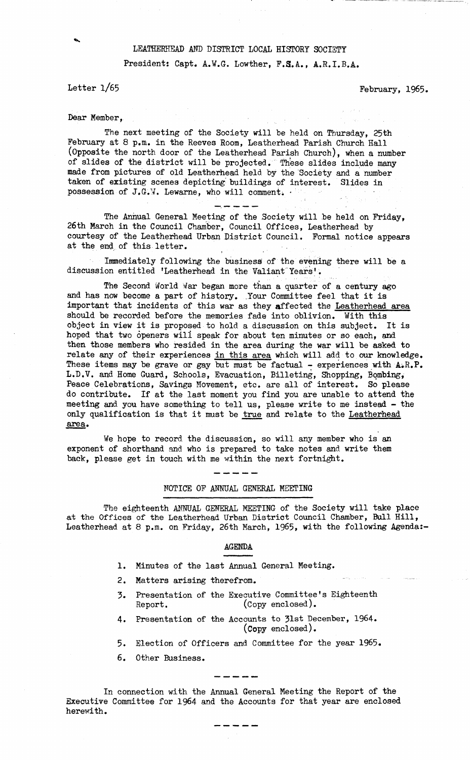LEATHERHEAD AND DISTRICT LOCAL HISTORY SOCIETY

President: Capt. A.W.G. Lowther, F.S.A., A.R.I.B.A.

Letter 1/65

February, 1965.

Dear Member,

The next meeting of the Society will be held on Thursday, 25th February at 8 p.m. in the Reeves Room, Leatherhead Parish Church Hall (Opposite the north door of the Leatherhead Parish Church), when a number of slides of the district will be projected. These slides include many made from pictures of old Leatherhead held by the Society and a number taken of existing scenes depicting buildings of interest. Slides in possession of J.G.W. Lewarne, who will comment.

-----

The Annual General Meeting of the Society will be held on Friday, 26th March in the Council Chamber, Council Offices, Leatherhead by courtesy of the Leatherhead Urban District Council. Formal notice appears at the end of this letter.

Immediately following the business of the evening there will be a discussion entitled 'Leatherhead in the Valiant Years'.

The Second World War began more than a quarter of a century ago and has now become a part of history. Your Committee feel that it is important that incidents of this war as they affected the Leatherhead area should be recorded before the memories fade into oblivion. With this object in view it is proposed to hold a discussion on this subject. It is hoped that two openers will speak for about ten minutes or so each, and then those members who resided in the area during the war will be asked to relate any of their experiences in this area which will add to our knowledge. These items may be grave or gay but must be factual - experiences with A.R.P. L.D.V. and Home Guard, Schools, Evacuation, Billeting, Shopping, Bombing, Peace Celebrations, Savings Movement, etc. are all of interest. So please do contribute. If at the last moment you find you are unable to attend the meeting and you have something to tell us, please write to me instead - the only qualification is that it must be true and relate to the Leatherhead area.

We hope to record the discussion, so will any member who is an exponent of shorthand and who is prepared to take notes and write them back, please get in touch with me within the next fortnight.

-----

## NOTICE OF ANNUAL GENERAL MEETING

The eighteenth ANNUAL GENERAL MEETING of the Society will take place at the Offices of the Leatherhead Urban District Council Chamber, Bull Hill, Leatherhead at 8 p.m. on Friday, 26th March, 1965, with the following Agenda:-

### AGENDA

1. Minutes of the last Annual General Meeting.
2. Matters arising therefrom.
3. Presentation of the Executive Committee's Eighteenth Report. (Copy enclosed).
4. Presentation of the Accounts to 31st December, 1964. (Copy enclosed).
5. Election of Officers and Committee for the year 1965.
6. Other Business.

-----

In connection with the Annual General Meeting the Report of the Executive Committee for 1964 and the Accounts for that year are enclosed herewith.

-----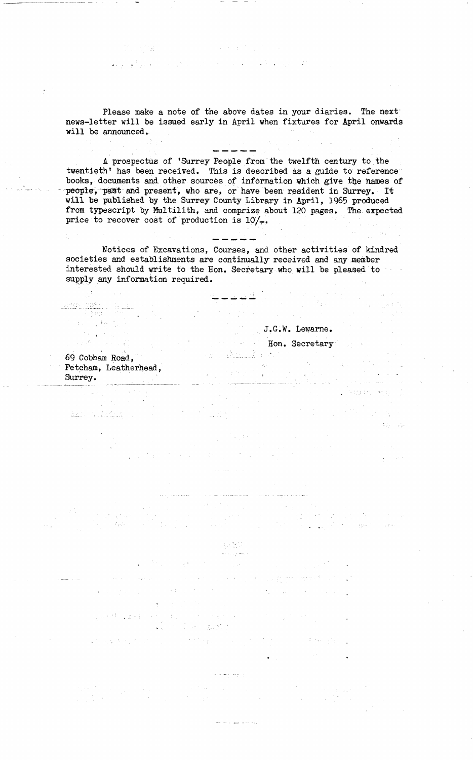Please make a note of the above dates in your diaries. The next news-letter will be issued early in April when fixtures for April onwards will be announced.

-----

A prospectus of 'Surrey People from the twelfth century to the twentieth' has been received. This is described as a guide to reference books, documents and other sources of information which give the names of people, past and present, who are, or have been resident in Surrey. It will be published by the Surrey County Library in April, 1965 produced from typescript by Multilith, and comprize about 120 pages. The expected price to recover cost of production is 10/-.

-----

Notices of Excavations, Courses, and other activities of kindred societies and establishments are continually received and any member interested should write to the Hon. Secretary who will be pleased to supply any information required.

-----

J.G.W. Lewarne.

Hon. Secretary

69 Cobham Road,
Fetcham, Leatherhead,
Surrey.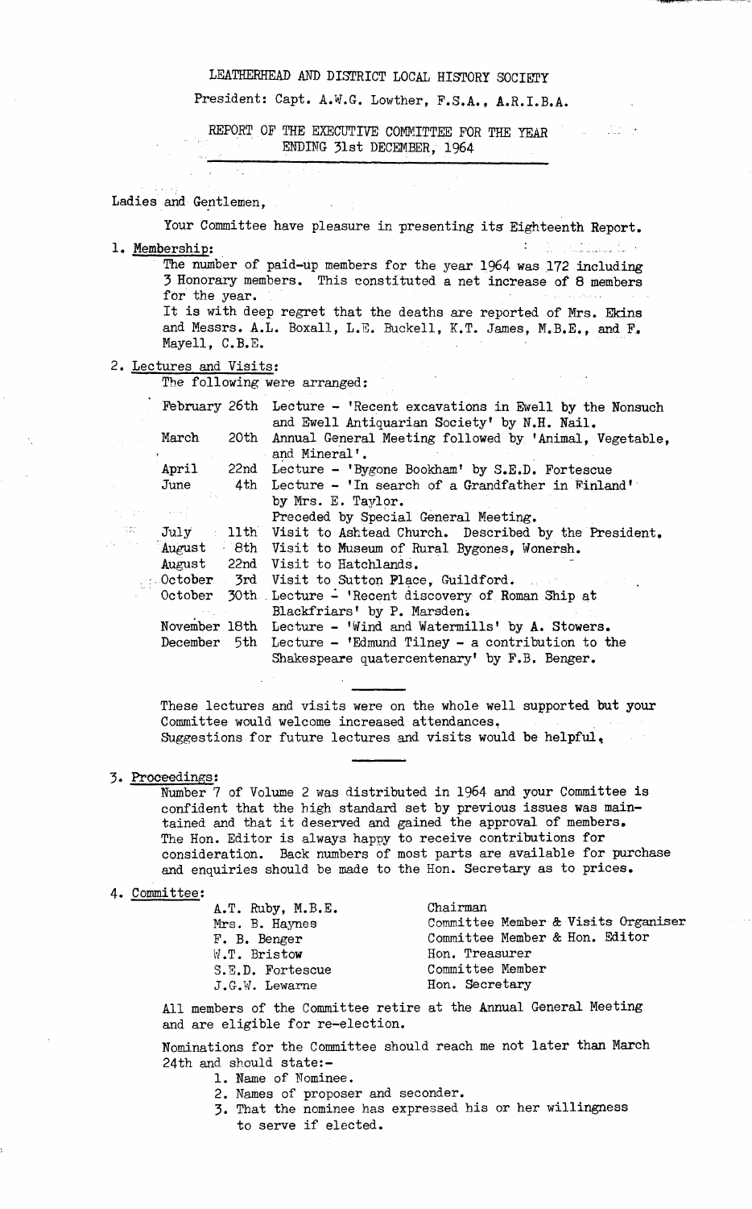LEATHERHEAD AND DISTRICT LOCAL HISTORY SOCIETY

President: Capt. A.W.G. Lowther, F.S.A., A.R.I.B.A.

REPORT OF THE EXECUTIVE COMMITTEE FOR THE YEAR ENDING 31st DECEMBER, 1964

Ladies and Gentlemen,

Your Committee have pleasure in presenting its Eighteenth Report.

1. Membership:

   The number of paid-up members for the year 1964 was 172 including 3 Honorary members. This constituted a net increase of 8 members for the year.

   It is with deep regret that the deaths are reported of Mrs. Ekins and Messrs. A.L. Boxall, L.E. Buckell, K.T. James, M.B.E., and F. Mayell, C.B.E.

2. Lectures and Visits:

   The following were arranged:

| | |
|---|---|
| February 26th | Lecture - 'Recent excavations in Ewell by the Nonsuch and Ewell Antiquarian Society' by N.H. Nail. |
| March 20th | Annual General Meeting followed by 'Animal, Vegetable, and Mineral'. |
| April 22nd | Lecture - 'Bygone Bookham' by S.E.D. Fortescue |
| June 4th | Lecture - 'In search of a Grandfather in Finland' by Mrs. E. Taylor. Preceded by Special General Meeting. |
| July 11th | Visit to Ashtead Church. Described by the President. |
| August 8th | Visit to Museum of Rural Bygones, Wonersh. |
| August 22nd | Visit to Hatchlands. |
| October 3rd | Visit to Sutton Place, Guildford. |
| October 30th | Lecture - 'Recent discovery of Roman Ship at Blackfriars' by P. Marsden. |
| November 18th | Lecture - 'Wind and Watermills' by A. Stowers. |
| December 5th | Lecture - 'Edmund Tilney - a contribution to the Shakespeare quatercentenary' by F.B. Benger. |

   These lectures and visits were on the whole well supported but your Committee would welcome increased attendances.

   Suggestions for future lectures and visits would be helpful.

3. Proceedings:

   Number 7 of Volume 2 was distributed in 1964 and your Committee is confident that the high standard set by previous issues was maintained and that it deserved and gained the approval of members. The Hon. Editor is always happy to receive contributions for consideration. Back numbers of most parts are available for purchase and enquiries should be made to the Hon. Secretary as to prices.

4. Committee:

| | |
|---|---|
| A.T. Ruby, M.B.E. | Chairman |
| Mrs. B. Haynes | Committee Member & Visits Organiser |
| F. B. Benger | Committee Member & Hon. Editor |
| W.T. Bristow | Hon. Treasurer |
| S.E.D. Fortescue | Committee Member |
| J.G.W. Lewarne | Hon. Secretary |

   All members of the Committee retire at the Annual General Meeting and are eligible for re-election.

   Nominations for the Committee should reach me not later than March 24th and should state:-

   1. Name of Nominee.
   2. Names of proposer and seconder.
   3. That the nominee has expressed his or her willingness to serve if elected.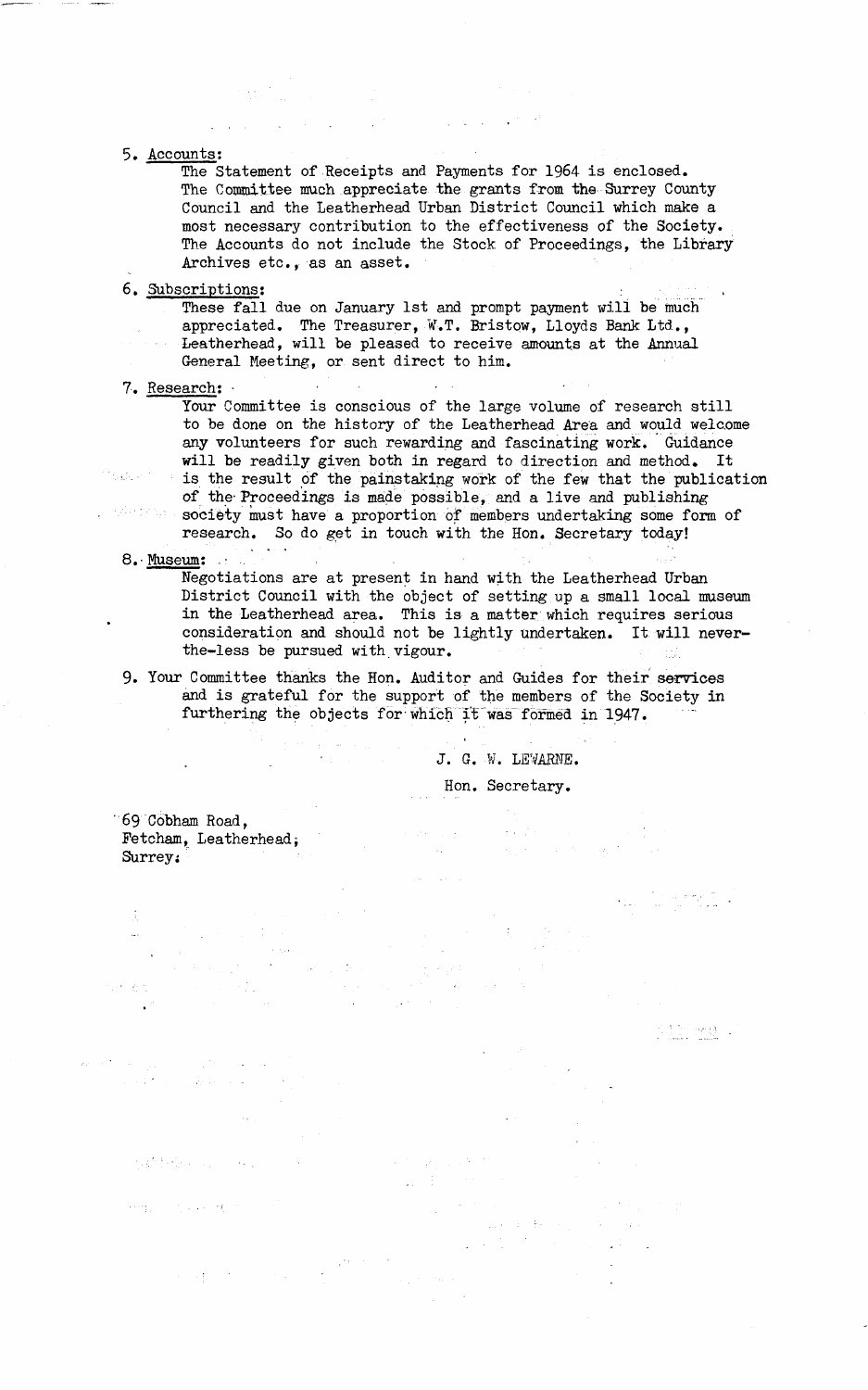5. <u>Accounts</u>:

   The Statement of Receipts and Payments for 1964 is enclosed. The Committee much appreciate the grants from the Surrey County Council and the Leatherhead Urban District Council which make a most necessary contribution to the effectiveness of the Society. The Accounts do not include the Stock of Proceedings, the Library Archives etc., as an asset.

6. <u>Subscriptions</u>:

   These fall due on January 1st and prompt payment will be much appreciated. The Treasurer, W.T. Bristow, Lloyds Bank Ltd., Leatherhead, will be pleased to receive amounts at the Annual General Meeting, or sent direct to him.

7. <u>Research</u>:

   Your Committee is conscious of the large volume of research still to be done on the history of the Leatherhead Area and would welcome any volunteers for such rewarding and fascinating work. Guidance will be readily given both in regard to direction and method. It is the result of the painstaking work of the few that the publication of the Proceedings is made possible, and a live and publishing society must have a proportion of members undertaking some form of research. So do get in touch with the Hon. Secretary today!

8. <u>Museum</u>:

   Negotiations are at present in hand with the Leatherhead Urban District Council with the object of setting up a small local museum in the Leatherhead area. This is a matter which requires serious consideration and should not be lightly undertaken. It will never-the-less be pursued with vigour.

9. Your Committee thanks the Hon. Auditor and Guides for their services and is grateful for the support of the members of the Society in furthering the objects for which it was formed in 1947.

J. G. W. LEWARNE.

Hon. Secretary.

69 Cobham Road,
Fetcham, Leatherhead,
Surrey.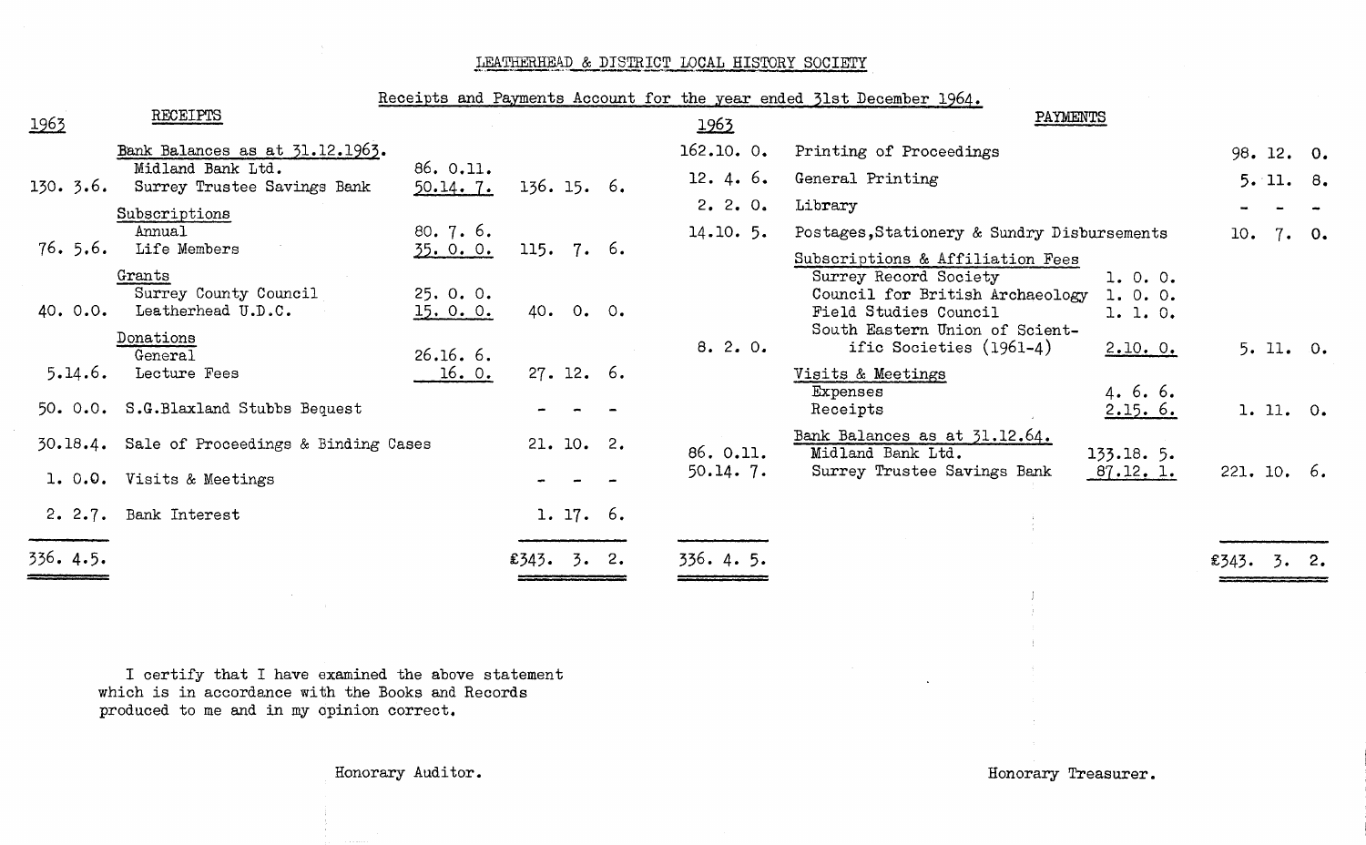LEATHERHEAD & DISTRICT LOCAL HISTORY SOCIETY

Receipts and Payments Account for the year ended 31st December 1964.

| 1963 | RECEIPTS | | | 1963 | PAYMENTS | | |
|---|---|---|---|---|---|---|---|
| | Bank Balances as at 31.12.1963. | | | 162.10. 0. | Printing of Proceedings | | 98. 12. 0. |
| | Midland Bank Ltd. | 86. 0.11. | | 12. 4. 6. | General Printing | | 5. 11. 8. |
| 130. 3.6. | Surrey Trustee Savings Bank | 50.14. 7. | 136. 15. 6. | 2. 2. 0. | Library | | - - - |
| | Subscriptions | | | 14.10. 5. | Postages, Stationery & Sundry Disbursements | | 10. 7. 0. |
| | Annual | 80. 7. 6. | | | Subscriptions & Affiliation Fees | | |
| 76. 5.6. | Life Members | 35. 0. 0. | 115. 7. 6. | | Surrey Record Society | 1. 0. 0. | |
| | Grants | | | | Council for British Archaeology | 1. 0. 0. | |
| | Surrey County Council | 25. 0. 0. | | | Field Studies Council | 1. 1. 0. | |
| 40. 0.0. | Leatherhead U.D.C. | 15. 0. 0. | 40. 0. 0. | 8. 2. 0. | South Eastern Union of Scientific Societies (1961-4) | 2.10. 0. | 5. 11. 0. |
| | Donations | | | | Visits & Meetings | | |
| | General | 26.16. 6. | | | Expenses | 4. 6. 6. | |
| 5.14.6. | Lecture Fees | 16. 0. | 27. 12. 6. | | Receipts | 2.15. 6. | 1. 11. 0. |
| 50. 0.0. | S.G.Blaxland Stubbs Bequest | | - - - | | Bank Balances as at 31.12.64. | | |
| 30.18.4. | Sale of Proceedings & Binding Cases | | 21. 10. 2. | 86. 0.11. | Midland Bank Ltd. | 133.18. 5. | |
| 1. 0.0. | Visits & Meetings | | - - - | 50.14. 7. | Surrey Trustee Savings Bank | 87.12. 1. | 221. 10. 6. |
| 2. 2.7. | Bank Interest | | 1. 17. 6. | | | | |
| 336. 4.5. | | | £343. 3. 2. | 336. 4. 5. | | | £343. 3. 2. |

I certify that I have examined the above statement which is in accordance with the Books and Records produced to me and in my opinion correct.

Honorary Auditor.

Honorary Treasurer.